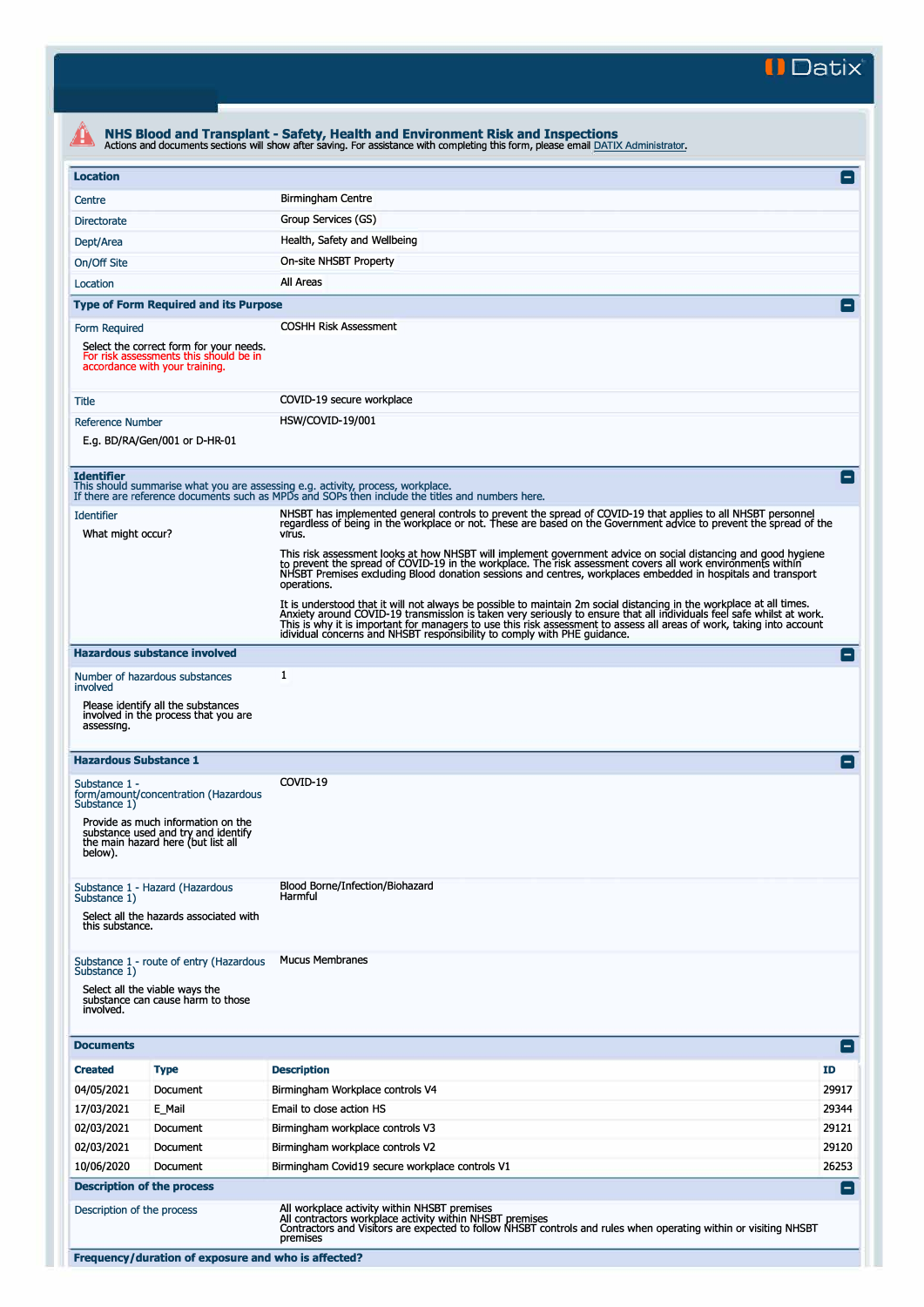# NHS Blood and Transplant - Safety, Health and Environment Risk and Inspections

Actions and documents sections will show after saving. For assistance with completing this form, please email DATIX Administrator.

## Location

| | |
|---|---|
| Centre | Birmingham Centre |
| Directorate | Group Services (GS) |
| Dept/Area | Health, Safety and Wellbeing |
| On/Off Site | On-site NHSBT Property |
| Location | All Areas |

## Type of Form Required and its Purpose

**Form Required**

Select the correct form for your needs. For risk assessments this should be in accordance with your training.

COSHH Risk Assessment

**Title**

COVID-19 secure workplace

**Reference Number**

E.g. BD/RA/Gen/001 or D-HR-01

HSW/COVID-19/001

## Identifier

This should summarise what you are assessing e.g. activity, process, workplace.
If there are reference documents such as MPDs and SOPs then include the titles and numbers here.

**Identifier**

What might occur?

NHSBT has implemented general controls to prevent the spread of COVID-19 that applies to all NHSBT personnel regardless of being in the workplace or not. These are based on the Government advice to prevent the spread of the virus.

This risk assessment looks at how NHSBT will implement government advice on social distancing and good hygiene to prevent the spread of COVID-19 in the workplace. The risk assessment covers all work environments within NHSBT Premises excluding Blood donation sessions and centres, workplaces embedded in hospitals and transport operations.

It is understood that it will not always be possible to maintain 2m social distancing in the workplace at all times. Anxiety around COVID-19 transmission is taken very seriously to ensure that all individuals feel safe whilst at work. This is why it is important for managers to use this risk assessment to assess all areas of work, taking into account idividual concerns and NHSBT responsibility to comply with PHE guidance.

## Hazardous substance involved

**Number of hazardous substances involved**

Please identify all the substances involved in the process that you are assessing.

1

## Hazardous Substance 1

**Substance 1 - form/amount/concentration (Hazardous Substance 1)**

Provide as much information on the substance used and try and identify the main hazard here (but list all below).

COVID-19

**Substance 1 - Hazard (Hazardous Substance 1)**

Select all the hazards associated with this substance.

Blood Borne/Infection/Biohazard
Harmful

**Substance 1 - route of entry (Hazardous Substance 1)**

Select all the viable ways the substance can cause harm to those involved.

Mucus Membranes

## Documents

| Created | Type | Description | ID |
|---|---|---|---|
| 04/05/2021 | Document | Birmingham Workplace controls V4 | 29917 |
| 17/03/2021 | E_Mail | Email to close action HS | 29344 |
| 02/03/2021 | Document | Birmingham workplace controls V3 | 29121 |
| 02/03/2021 | Document | Birmingham workplace controls V2 | 29120 |
| 10/06/2020 | Document | Birmingham Covid19 secure workplace controls V1 | 26253 |

## Description of the process

**Description of the process**

All workplace activity within NHSBT premises
All contractors workplace activity within NHSBT premises
Contractors and Visitors are expected to follow NHSBT controls and rules when operating within or visiting NHSBT premises

## Frequency/duration of exposure and who is affected?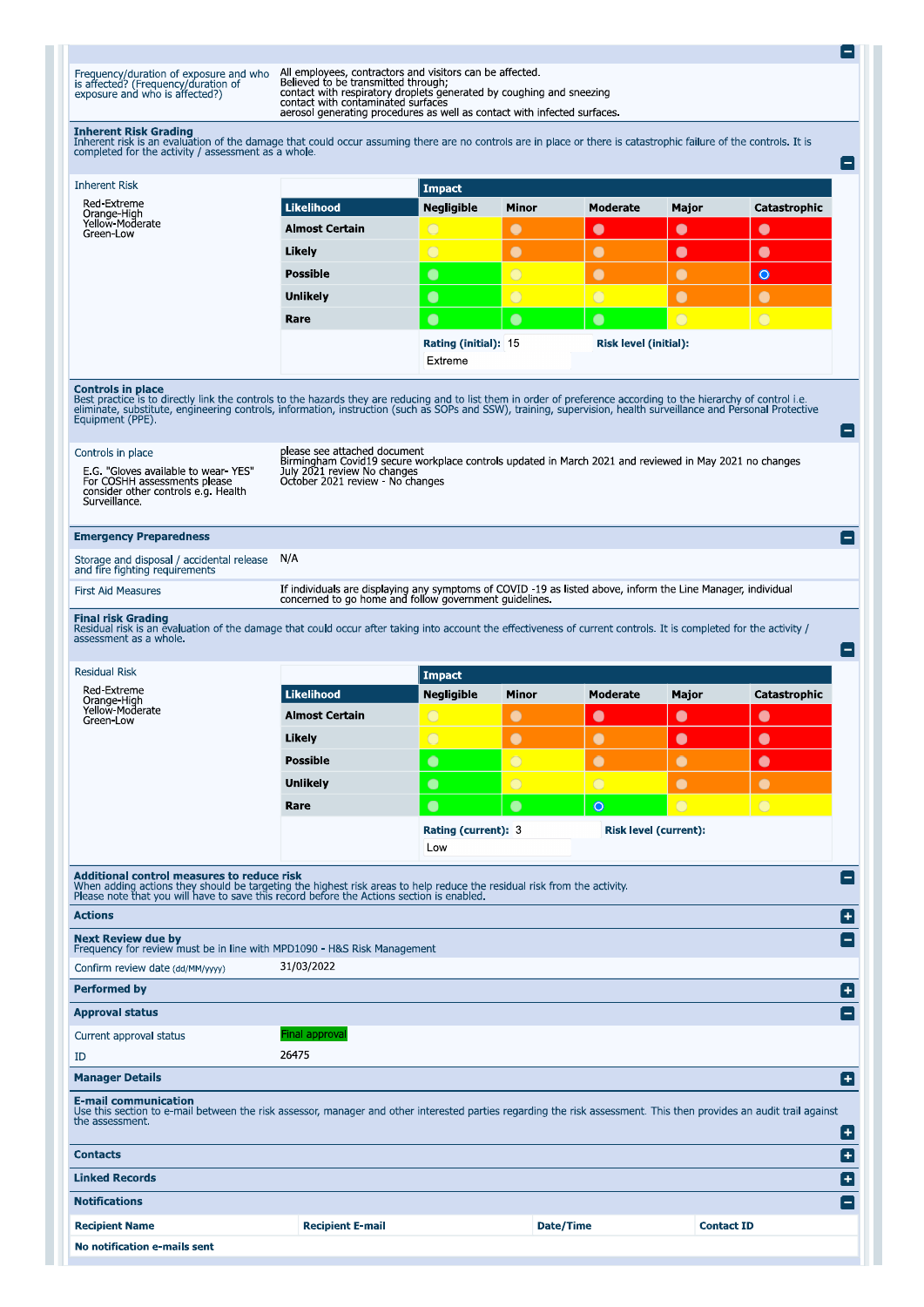| | |
|---|---|
| Frequency/duration of exposure and who is affected? (Frequency/duration of exposure and who is affected?) | All employees, contractors and visitors can be affected. Believed to be transmitted through; contact with respiratory droplets generated by coughing and sneezing contact with contaminated surfaces aerosol generating procedures as well as contact with infected surfaces. |

## Inherent Risk Grading

Inherent risk is an evaluation of the damage that could occur assuming there are no controls are in place or there is catastrophic failure of the controls. It is completed for the activity / assessment as a whole.

Inherent Risk

Red-Extreme
Orange-High
Yellow-Moderate
Green-Low

| Likelihood | Impact: Negligible | Minor | Moderate | Major | Catastrophic |
|---|---|---|---|---|---|
| Almost Certain | Yellow | Orange | Red | Red | Red |
| Likely | Yellow | Orange | Orange | Red | Red |
| Possible | Green | Yellow | Orange | Orange | Red (selected) |
| Unlikely | Green | Yellow | Yellow | Orange | Orange |
| Rare | Green | Green | Green | Yellow | Yellow |

**Rating (initial):** 15 **Risk level (initial):** Extreme

## Controls in place

Best practice is to directly link the controls to the hazards they are reducing and to list them in order of preference according to the hierarchy of control i.e. eliminate, substitute, engineering controls, information, instruction (such as SOPs and SSW), training, supervision, health surveillance and Personal Protective Equipment (PPE).

| | |
|---|---|
| Controls in place<br><br>E.G. "Gloves available to wear- YES" For COSHH assessments please consider other controls e.g. Health Surveillance. | please see attached document<br>Birmingham Covid19 secure workplace controls updated in March 2021 and reviewed in May 2021 no changes<br>July 2021 review No changes<br>October 2021 review - No changes |

## Emergency Preparedness

| | |
|---|---|
| Storage and disposal / accidental release and fire fighting requirements | N/A |
| First Aid Measures | If individuals are displaying any symptoms of COVID -19 as listed above, inform the Line Manager, individual concerned to go home and follow government guidelines. |

## Final risk Grading

Residual risk is an evaluation of the damage that could occur after taking into account the effectiveness of current controls. It is completed for the activity / assessment as a whole.

Residual Risk

Red-Extreme
Orange-High
Yellow-Moderate
Green-Low

| Likelihood | Impact: Negligible | Minor | Moderate | Major | Catastrophic |
|---|---|---|---|---|---|
| Almost Certain | Yellow | Orange | Red | Red | Red |
| Likely | Yellow | Orange | Orange | Red | Red |
| Possible | Green | Yellow | Orange | Orange | Red |
| Unlikely | Green | Yellow | Yellow | Orange | Orange |
| Rare | Green | Green | Green (selected) | Yellow | Yellow |

**Rating (current):** 3 **Risk level (current):** Low

## Additional control measures to reduce risk

When adding actions they should be targeting the highest risk areas to help reduce the residual risk from the activity.
Please note that you will have to save this record before the Actions section is enabled.

**Actions**

## Next Review due by

Frequency for review must be in line with MPD1090 - H&S Risk Management

| | |
|---|---|
| Confirm review date (dd/MM/yyyy) | 31/03/2022 |

**Performed by**

## Approval status

| | |
|---|---|
| Current approval status | Final approval |
| ID | 26475 |

**Manager Details**

## E-mail communication

Use this section to e-mail between the risk assessor, manager and other interested parties regarding the risk assessment. This then provides an audit trail against the assessment.

**Contacts**

**Linked Records**

**Notifications**

| Recipient Name | Recipient E-mail | Date/Time | Contact ID |
|---|---|---|---|
| No notification e-mails sent | | | |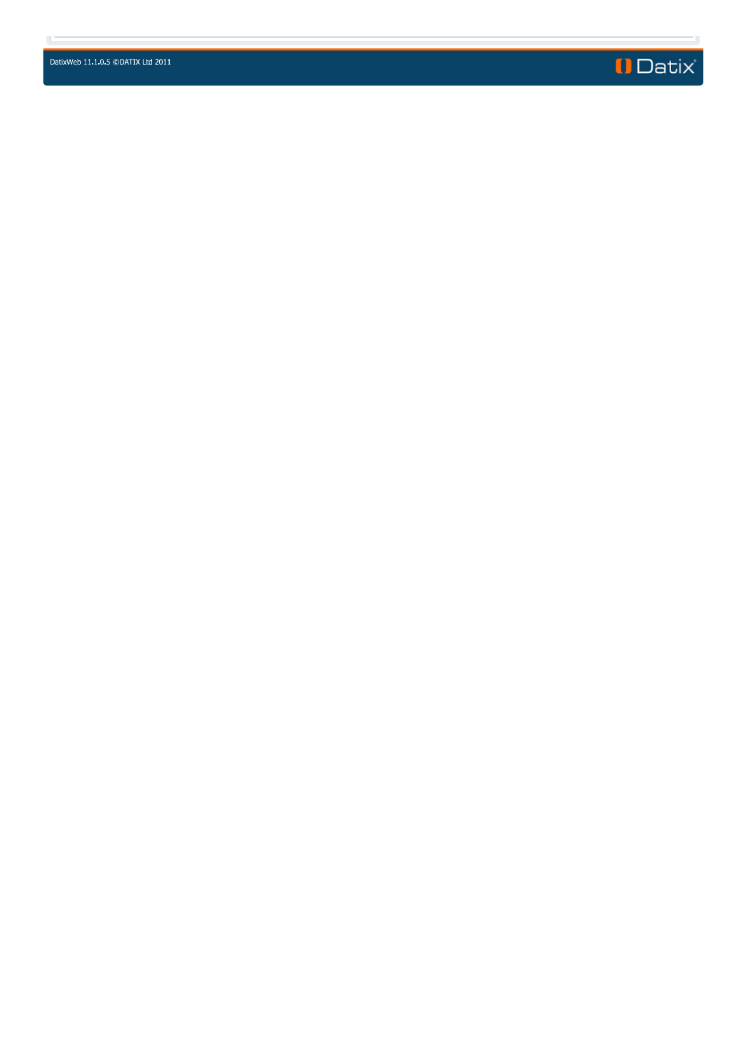DatixWeb 11.1.0.5 ©DATIX Ltd 2011

Datix